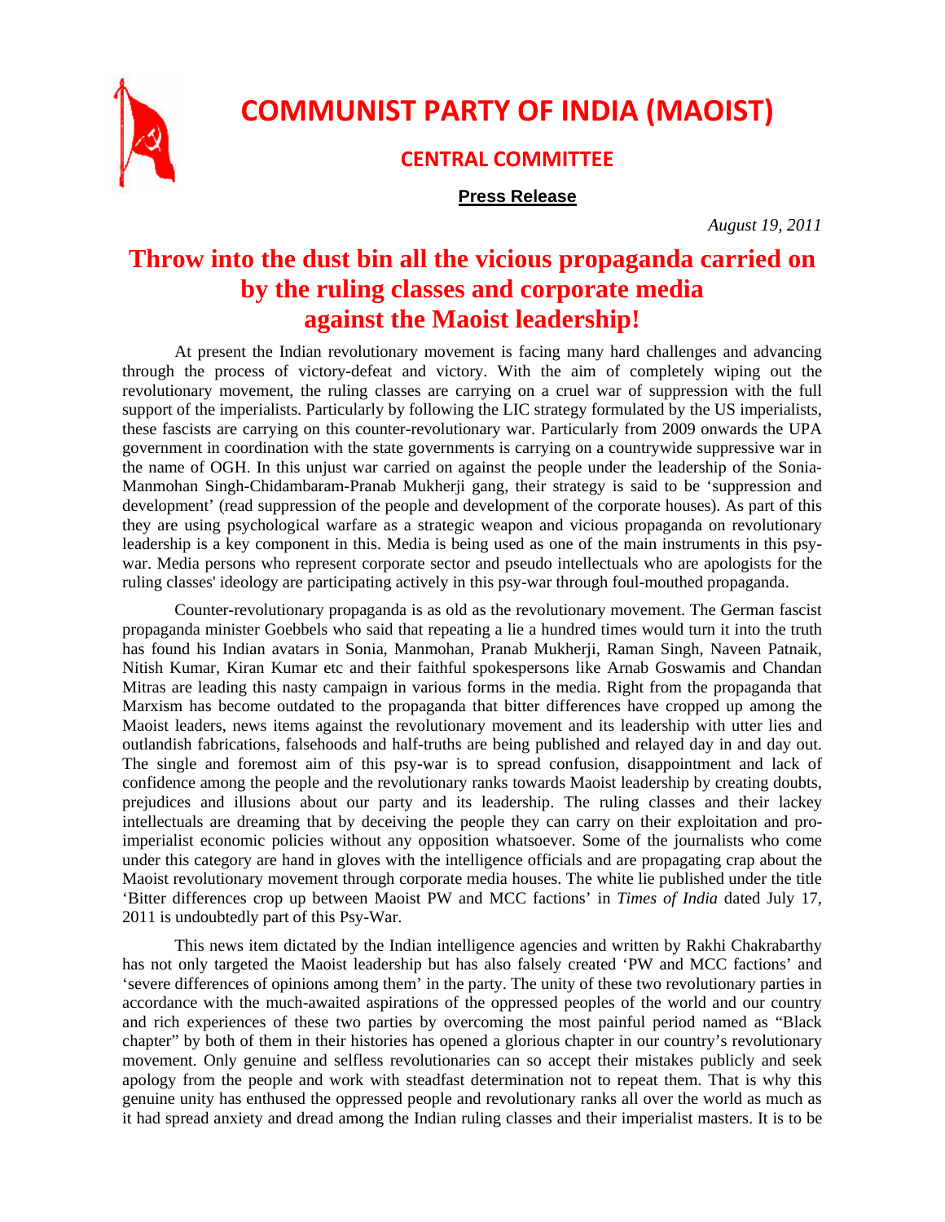# COMMUNIST PARTY OF INDIA (MAOIST)

## CENTRAL COMMITTEE

**Press Release**

*August 19, 2011*

# Throw into the dust bin all the vicious propaganda carried on by the ruling classes and corporate media against the Maoist leadership!

At present the Indian revolutionary movement is facing many hard challenges and advancing through the process of victory-defeat and victory. With the aim of completely wiping out the revolutionary movement, the ruling classes are carrying on a cruel war of suppression with the full support of the imperialists. Particularly by following the LIC strategy formulated by the US imperialists, these fascists are carrying on this counter-revolutionary war. Particularly from 2009 onwards the UPA government in coordination with the state governments is carrying on a countrywide suppressive war in the name of OGH. In this unjust war carried on against the people under the leadership of the Sonia-Manmohan Singh-Chidambaram-Pranab Mukherji gang, their strategy is said to be 'suppression and development' (read suppression of the people and development of the corporate houses). As part of this they are using psychological warfare as a strategic weapon and vicious propaganda on revolutionary leadership is a key component in this. Media is being used as one of the main instruments in this psy-war. Media persons who represent corporate sector and pseudo intellectuals who are apologists for the ruling classes' ideology are participating actively in this psy-war through foul-mouthed propaganda.

Counter-revolutionary propaganda is as old as the revolutionary movement. The German fascist propaganda minister Goebbels who said that repeating a lie a hundred times would turn it into the truth has found his Indian avatars in Sonia, Manmohan, Pranab Mukherji, Raman Singh, Naveen Patnaik, Nitish Kumar, Kiran Kumar etc and their faithful spokespersons like Arnab Goswamis and Chandan Mitras are leading this nasty campaign in various forms in the media. Right from the propaganda that Marxism has become outdated to the propaganda that bitter differences have cropped up among the Maoist leaders, news items against the revolutionary movement and its leadership with utter lies and outlandish fabrications, falsehoods and half-truths are being published and relayed day in and day out. The single and foremost aim of this psy-war is to spread confusion, disappointment and lack of confidence among the people and the revolutionary ranks towards Maoist leadership by creating doubts, prejudices and illusions about our party and its leadership. The ruling classes and their lackey intellectuals are dreaming that by deceiving the people they can carry on their exploitation and pro-imperialist economic policies without any opposition whatsoever. Some of the journalists who come under this category are hand in gloves with the intelligence officials and are propagating crap about the Maoist revolutionary movement through corporate media houses. The white lie published under the title 'Bitter differences crop up between Maoist PW and MCC factions' in *Times of India* dated July 17, 2011 is undoubtedly part of this Psy-War.

This news item dictated by the Indian intelligence agencies and written by Rakhi Chakrabarthy has not only targeted the Maoist leadership but has also falsely created 'PW and MCC factions' and 'severe differences of opinions among them' in the party. The unity of these two revolutionary parties in accordance with the much-awaited aspirations of the oppressed peoples of the world and our country and rich experiences of these two parties by overcoming the most painful period named as "Black chapter" by both of them in their histories has opened a glorious chapter in our country's revolutionary movement. Only genuine and selfless revolutionaries can so accept their mistakes publicly and seek apology from the people and work with steadfast determination not to repeat them. That is why this genuine unity has enthused the oppressed people and revolutionary ranks all over the world as much as it had spread anxiety and dread among the Indian ruling classes and their imperialist masters. It is to be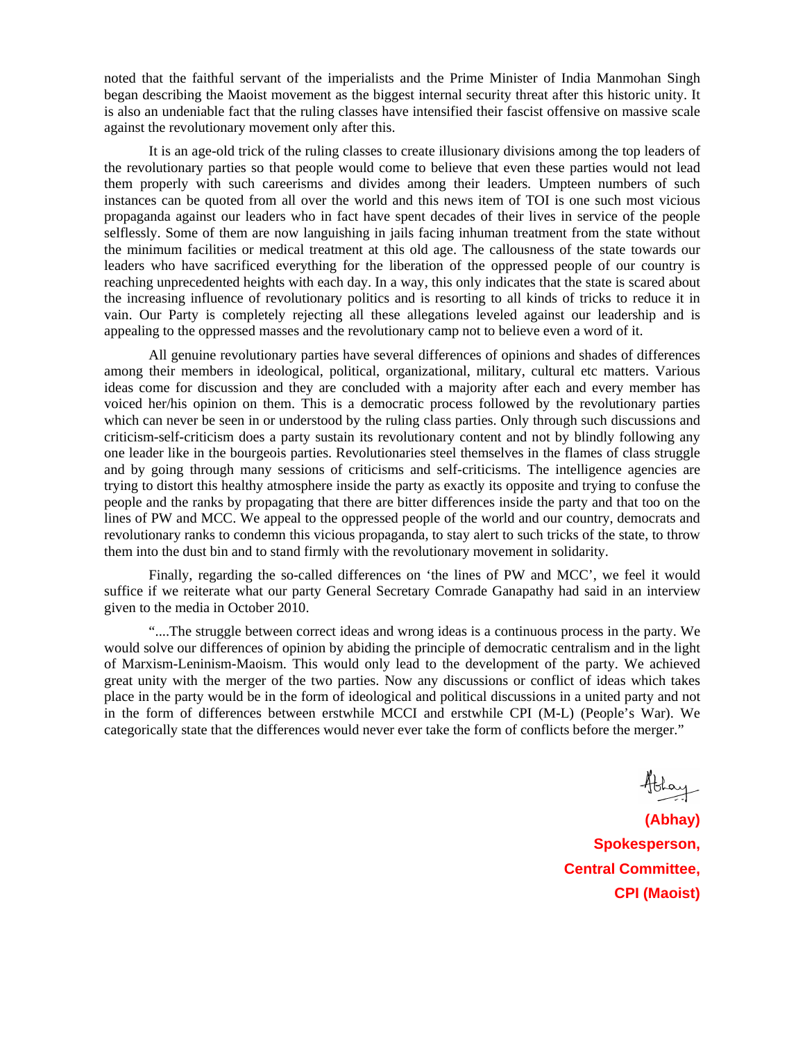noted that the faithful servant of the imperialists and the Prime Minister of India Manmohan Singh began describing the Maoist movement as the biggest internal security threat after this historic unity. It is also an undeniable fact that the ruling classes have intensified their fascist offensive on massive scale against the revolutionary movement only after this.

It is an age-old trick of the ruling classes to create illusionary divisions among the top leaders of the revolutionary parties so that people would come to believe that even these parties would not lead them properly with such careerisms and divides among their leaders. Umpteen numbers of such instances can be quoted from all over the world and this news item of TOI is one such most vicious propaganda against our leaders who in fact have spent decades of their lives in service of the people selflessly. Some of them are now languishing in jails facing inhuman treatment from the state without the minimum facilities or medical treatment at this old age. The callousness of the state towards our leaders who have sacrificed everything for the liberation of the oppressed people of our country is reaching unprecedented heights with each day. In a way, this only indicates that the state is scared about the increasing influence of revolutionary politics and is resorting to all kinds of tricks to reduce it in vain. Our Party is completely rejecting all these allegations leveled against our leadership and is appealing to the oppressed masses and the revolutionary camp not to believe even a word of it.

All genuine revolutionary parties have several differences of opinions and shades of differences among their members in ideological, political, organizational, military, cultural etc matters. Various ideas come for discussion and they are concluded with a majority after each and every member has voiced her/his opinion on them. This is a democratic process followed by the revolutionary parties which can never be seen in or understood by the ruling class parties. Only through such discussions and criticism-self-criticism does a party sustain its revolutionary content and not by blindly following any one leader like in the bourgeois parties. Revolutionaries steel themselves in the flames of class struggle and by going through many sessions of criticisms and self-criticisms. The intelligence agencies are trying to distort this healthy atmosphere inside the party as exactly its opposite and trying to confuse the people and the ranks by propagating that there are bitter differences inside the party and that too on the lines of PW and MCC. We appeal to the oppressed people of the world and our country, democrats and revolutionary ranks to condemn this vicious propaganda, to stay alert to such tricks of the state, to throw them into the dust bin and to stand firmly with the revolutionary movement in solidarity.

Finally, regarding the so-called differences on 'the lines of PW and MCC', we feel it would suffice if we reiterate what our party General Secretary Comrade Ganapathy had said in an interview given to the media in October 2010.

"....The struggle between correct ideas and wrong ideas is a continuous process in the party. We would solve our differences of opinion by abiding the principle of democratic centralism and in the light of Marxism-Leninism-Maoism. This would only lead to the development of the party. We achieved great unity with the merger of the two parties. Now any discussions or conflict of ideas which takes place in the party would be in the form of ideological and political discussions in a united party and not in the form of differences between erstwhile MCCI and erstwhile CPI (M-L) (People's War). We categorically state that the differences would never ever take the form of conflicts before the merger."

Abhay

**(Abhay)**
**Spokesperson,**
**Central Committee,**
**CPI (Maoist)**